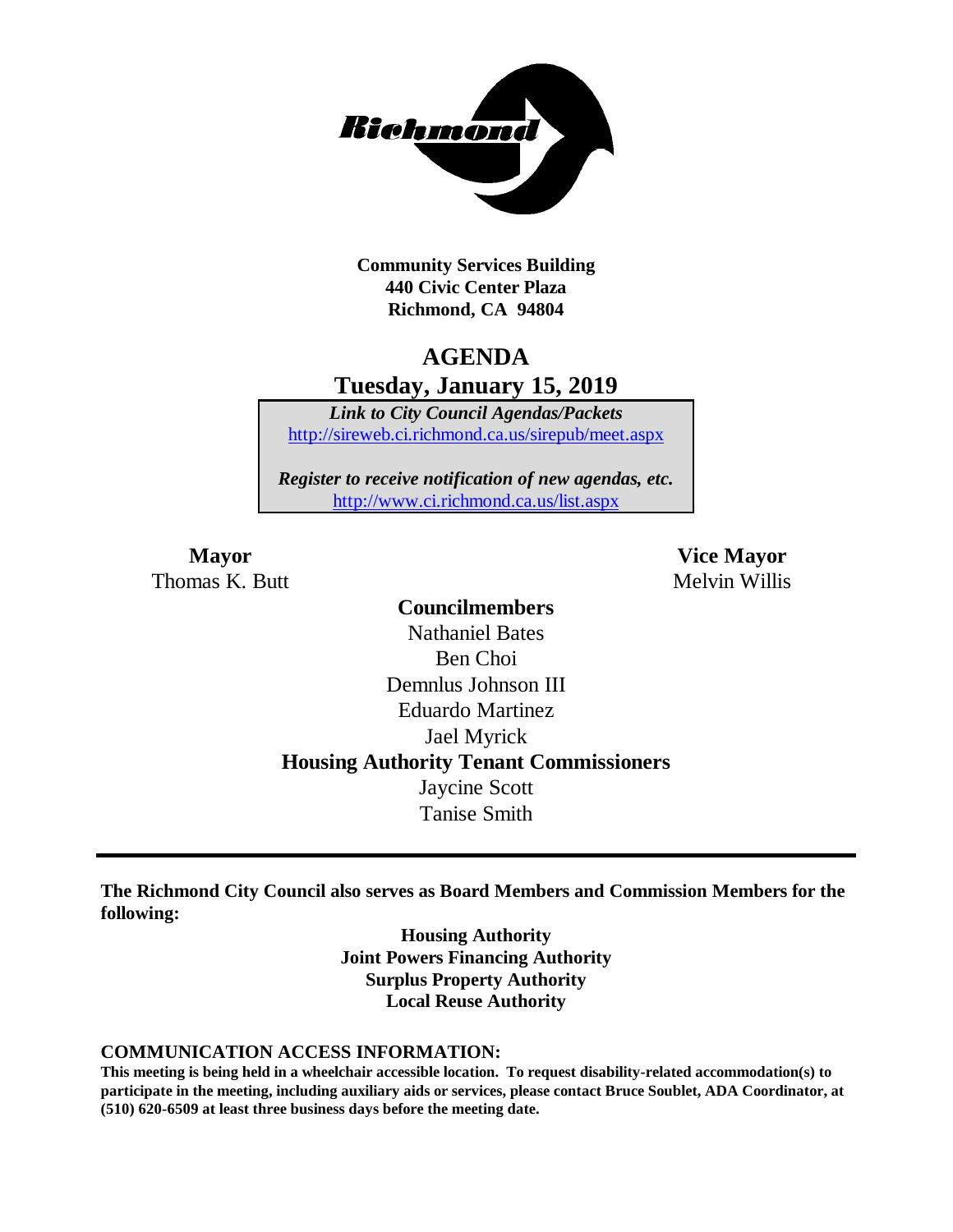**Community Services Building**
**440 Civic Center Plaza**
**Richmond, CA 94804**

# AGENDA

## Tuesday, January 15, 2019

***Link to City Council Agendas/Packets***
http://sireweb.ci.richmond.ca.us/sirepub/meet.aspx

***Register to receive notification of new agendas, etc.***
http://www.ci.richmond.ca.us/list.aspx

**Mayor**
Thomas K. Butt

**Vice Mayor**
Melvin Willis

**Councilmembers**
Nathaniel Bates
Ben Choi
Demnlus Johnson III
Eduardo Martinez
Jael Myrick

**Housing Authority Tenant Commissioners**
Jaycine Scott
Tanise Smith

---

**The Richmond City Council also serves as Board Members and Commission Members for the following:**

**Housing Authority**
**Joint Powers Financing Authority**
**Surplus Property Authority**
**Local Reuse Authority**

**COMMUNICATION ACCESS INFORMATION:**

**This meeting is being held in a wheelchair accessible location. To request disability-related accommodation(s) to participate in the meeting, including auxiliary aids or services, please contact Bruce Soublet, ADA Coordinator, at (510) 620-6509 at least three business days before the meeting date.**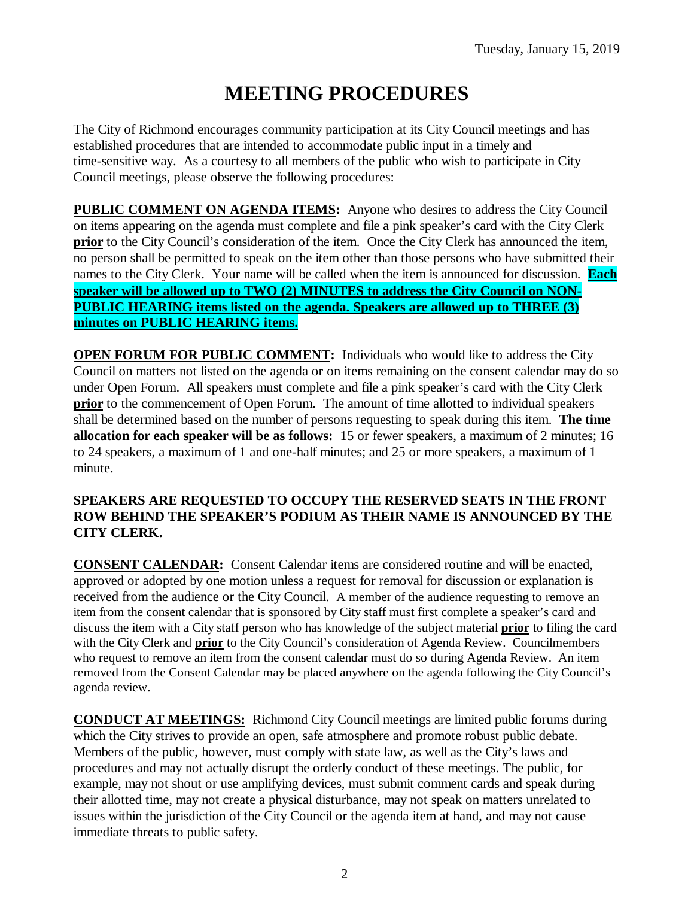# MEETING PROCEDURES

The City of Richmond encourages community participation at its City Council meetings and has established procedures that are intended to accommodate public input in a timely and time-sensitive way. As a courtesy to all members of the public who wish to participate in City Council meetings, please observe the following procedures:

**PUBLIC COMMENT ON AGENDA ITEMS:** Anyone who desires to address the City Council on items appearing on the agenda must complete and file a pink speaker's card with the City Clerk **prior** to the City Council's consideration of the item. Once the City Clerk has announced the item, no person shall be permitted to speak on the item other than those persons who have submitted their names to the City Clerk. Your name will be called when the item is announced for discussion. **Each speaker will be allowed up to TWO (2) MINUTES to address the City Council on NON-PUBLIC HEARING items listed on the agenda. Speakers are allowed up to THREE (3) minutes on PUBLIC HEARING items.**

**OPEN FORUM FOR PUBLIC COMMENT:** Individuals who would like to address the City Council on matters not listed on the agenda or on items remaining on the consent calendar may do so under Open Forum. All speakers must complete and file a pink speaker's card with the City Clerk **prior** to the commencement of Open Forum. The amount of time allotted to individual speakers shall be determined based on the number of persons requesting to speak during this item. **The time allocation for each speaker will be as follows:** 15 or fewer speakers, a maximum of 2 minutes; 16 to 24 speakers, a maximum of 1 and one-half minutes; and 25 or more speakers, a maximum of 1 minute.

**SPEAKERS ARE REQUESTED TO OCCUPY THE RESERVED SEATS IN THE FRONT ROW BEHIND THE SPEAKER'S PODIUM AS THEIR NAME IS ANNOUNCED BY THE CITY CLERK.**

**CONSENT CALENDAR:** Consent Calendar items are considered routine and will be enacted, approved or adopted by one motion unless a request for removal for discussion or explanation is received from the audience or the City Council. A member of the audience requesting to remove an item from the consent calendar that is sponsored by City staff must first complete a speaker's card and discuss the item with a City staff person who has knowledge of the subject material **prior** to filing the card with the City Clerk and **prior** to the City Council's consideration of Agenda Review. Councilmembers who request to remove an item from the consent calendar must do so during Agenda Review. An item removed from the Consent Calendar may be placed anywhere on the agenda following the City Council's agenda review.

**CONDUCT AT MEETINGS:** Richmond City Council meetings are limited public forums during which the City strives to provide an open, safe atmosphere and promote robust public debate. Members of the public, however, must comply with state law, as well as the City's laws and procedures and may not actually disrupt the orderly conduct of these meetings. The public, for example, may not shout or use amplifying devices, must submit comment cards and speak during their allotted time, may not create a physical disturbance, may not speak on matters unrelated to issues within the jurisdiction of the City Council or the agenda item at hand, and may not cause immediate threats to public safety.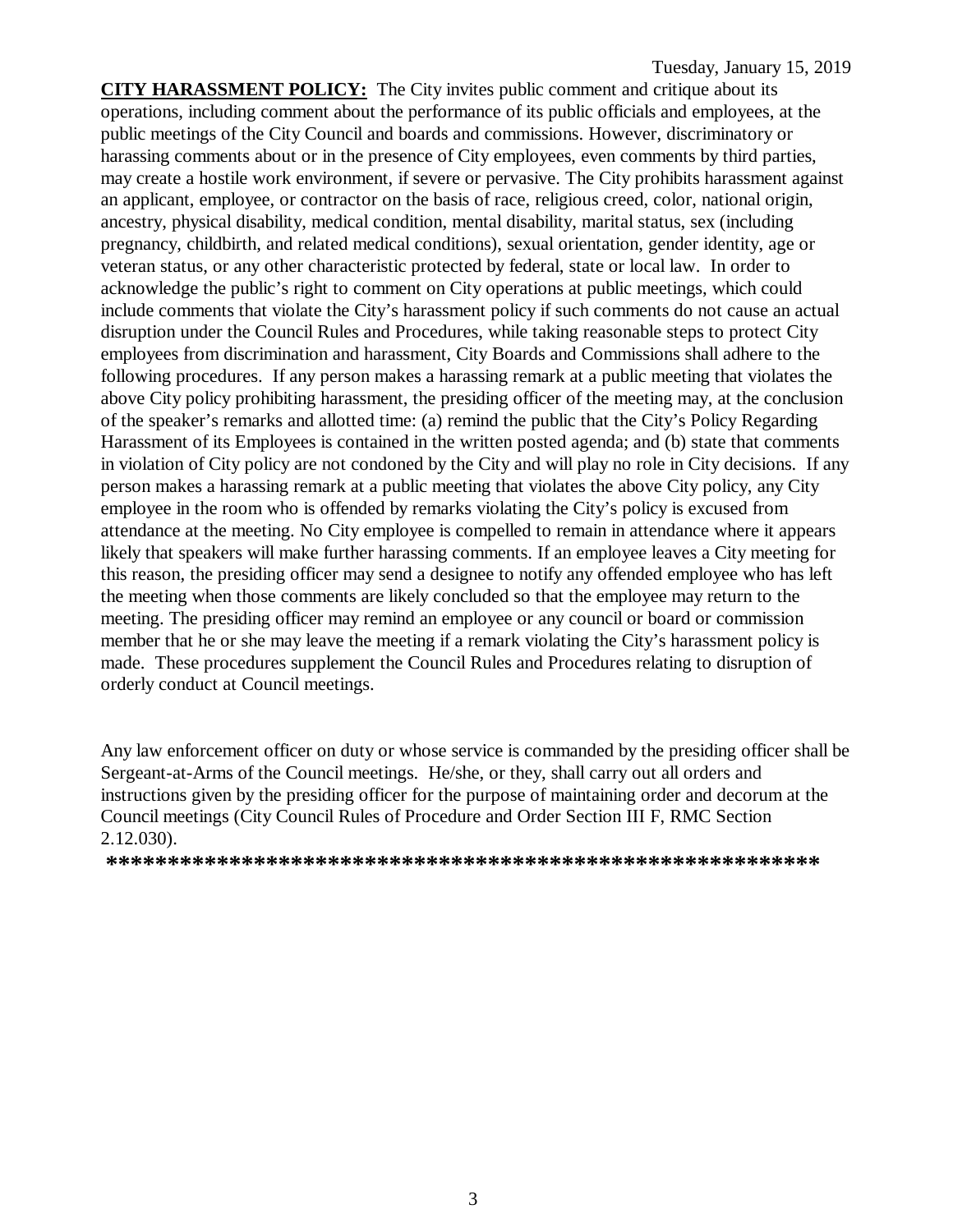**CITY HARASSMENT POLICY:** The City invites public comment and critique about its operations, including comment about the performance of its public officials and employees, at the public meetings of the City Council and boards and commissions. However, discriminatory or harassing comments about or in the presence of City employees, even comments by third parties, may create a hostile work environment, if severe or pervasive. The City prohibits harassment against an applicant, employee, or contractor on the basis of race, religious creed, color, national origin, ancestry, physical disability, medical condition, mental disability, marital status, sex (including pregnancy, childbirth, and related medical conditions), sexual orientation, gender identity, age or veteran status, or any other characteristic protected by federal, state or local law. In order to acknowledge the public's right to comment on City operations at public meetings, which could include comments that violate the City's harassment policy if such comments do not cause an actual disruption under the Council Rules and Procedures, while taking reasonable steps to protect City employees from discrimination and harassment, City Boards and Commissions shall adhere to the following procedures. If any person makes a harassing remark at a public meeting that violates the above City policy prohibiting harassment, the presiding officer of the meeting may, at the conclusion of the speaker's remarks and allotted time: (a) remind the public that the City's Policy Regarding Harassment of its Employees is contained in the written posted agenda; and (b) state that comments in violation of City policy are not condoned by the City and will play no role in City decisions. If any person makes a harassing remark at a public meeting that violates the above City policy, any City employee in the room who is offended by remarks violating the City's policy is excused from attendance at the meeting. No City employee is compelled to remain in attendance where it appears likely that speakers will make further harassing comments. If an employee leaves a City meeting for this reason, the presiding officer may send a designee to notify any offended employee who has left the meeting when those comments are likely concluded so that the employee may return to the meeting. The presiding officer may remind an employee or any council or board or commission member that he or she may leave the meeting if a remark violating the City's harassment policy is made. These procedures supplement the Council Rules and Procedures relating to disruption of orderly conduct at Council meetings.

Any law enforcement officer on duty or whose service is commanded by the presiding officer shall be Sergeant-at-Arms of the Council meetings. He/she, or they, shall carry out all orders and instructions given by the presiding officer for the purpose of maintaining order and decorum at the Council meetings (City Council Rules of Procedure and Order Section III F, RMC Section 2.12.030).

**************************************************************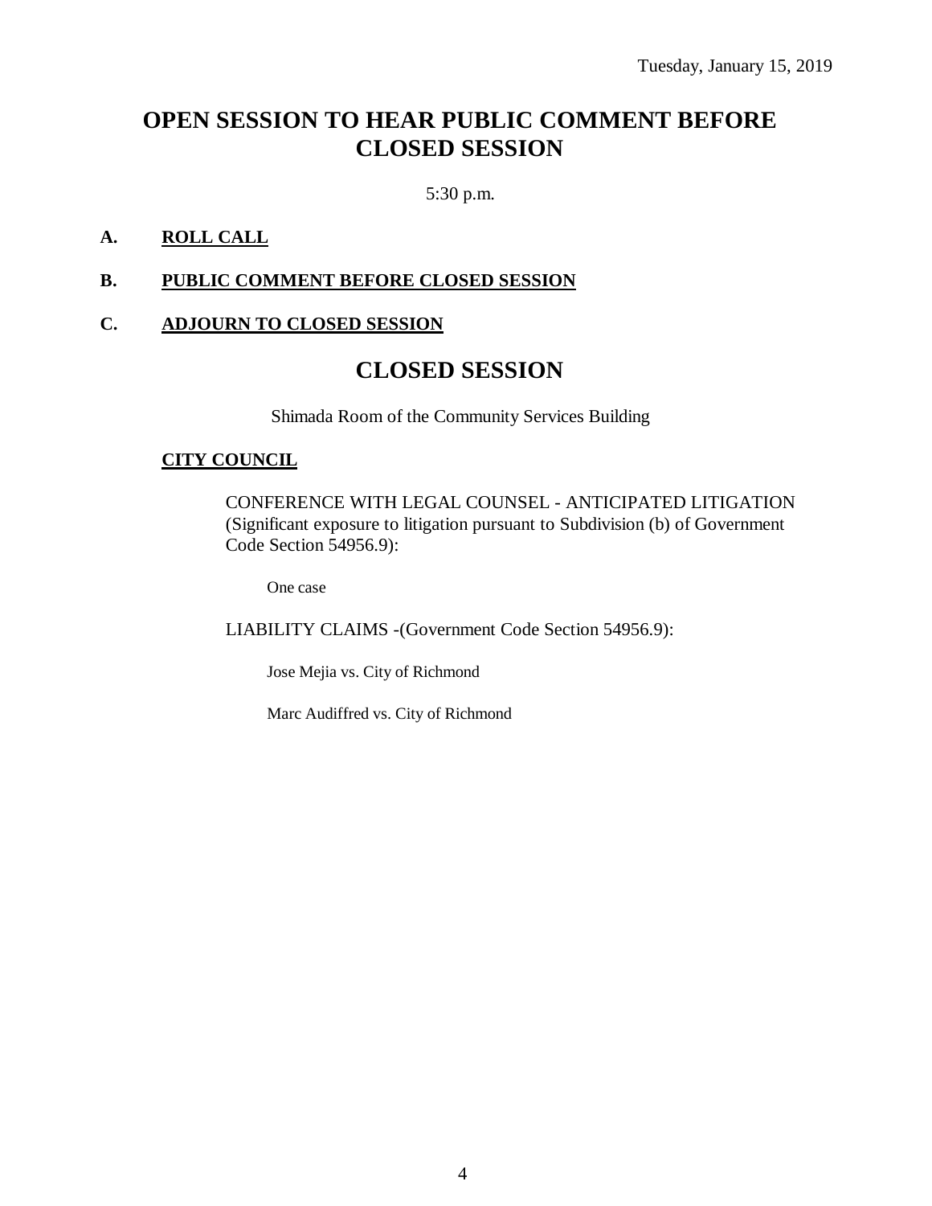Tuesday, January 15, 2019

# OPEN SESSION TO HEAR PUBLIC COMMENT BEFORE CLOSED SESSION

5:30 p.m.

**A. ROLL CALL**

**B. PUBLIC COMMENT BEFORE CLOSED SESSION**

**C. ADJOURN TO CLOSED SESSION**

# CLOSED SESSION

Shimada Room of the Community Services Building

**CITY COUNCIL**

CONFERENCE WITH LEGAL COUNSEL - ANTICIPATED LITIGATION (Significant exposure to litigation pursuant to Subdivision (b) of Government Code Section 54956.9):

One case

LIABILITY CLAIMS -(Government Code Section 54956.9):

Jose Mejia vs. City of Richmond

Marc Audiffred vs. City of Richmond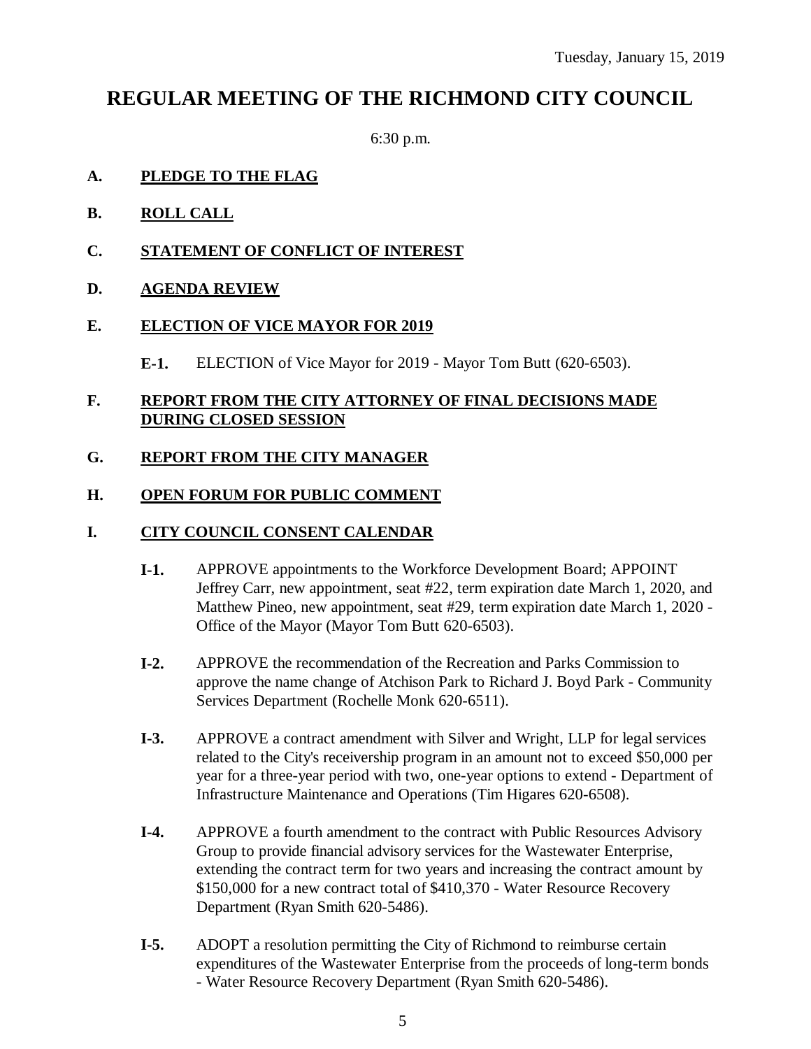Tuesday, January 15, 2019

# REGULAR MEETING OF THE RICHMOND CITY COUNCIL

6:30 p.m.

**A. PLEDGE TO THE FLAG**

**B. ROLL CALL**

**C. STATEMENT OF CONFLICT OF INTEREST**

**D. AGENDA REVIEW**

**E. ELECTION OF VICE MAYOR FOR 2019**

**E-1.** ELECTION of Vice Mayor for 2019 - Mayor Tom Butt (620-6503).

**F. REPORT FROM THE CITY ATTORNEY OF FINAL DECISIONS MADE DURING CLOSED SESSION**

**G. REPORT FROM THE CITY MANAGER**

**H. OPEN FORUM FOR PUBLIC COMMENT**

**I. CITY COUNCIL CONSENT CALENDAR**

**I-1.** APPROVE appointments to the Workforce Development Board; APPOINT Jeffrey Carr, new appointment, seat #22, term expiration date March 1, 2020, and Matthew Pineo, new appointment, seat #29, term expiration date March 1, 2020 - Office of the Mayor (Mayor Tom Butt 620-6503).

**I-2.** APPROVE the recommendation of the Recreation and Parks Commission to approve the name change of Atchison Park to Richard J. Boyd Park - Community Services Department (Rochelle Monk 620-6511).

**I-3.** APPROVE a contract amendment with Silver and Wright, LLP for legal services related to the City's receivership program in an amount not to exceed $50,000 per year for a three-year period with two, one-year options to extend - Department of Infrastructure Maintenance and Operations (Tim Higares 620-6508).

**I-4.** APPROVE a fourth amendment to the contract with Public Resources Advisory Group to provide financial advisory services for the Wastewater Enterprise, extending the contract term for two years and increasing the contract amount by $150,000 for a new contract total of $410,370 - Water Resource Recovery Department (Ryan Smith 620-5486).

**I-5.** ADOPT a resolution permitting the City of Richmond to reimburse certain expenditures of the Wastewater Enterprise from the proceeds of long-term bonds - Water Resource Recovery Department (Ryan Smith 620-5486).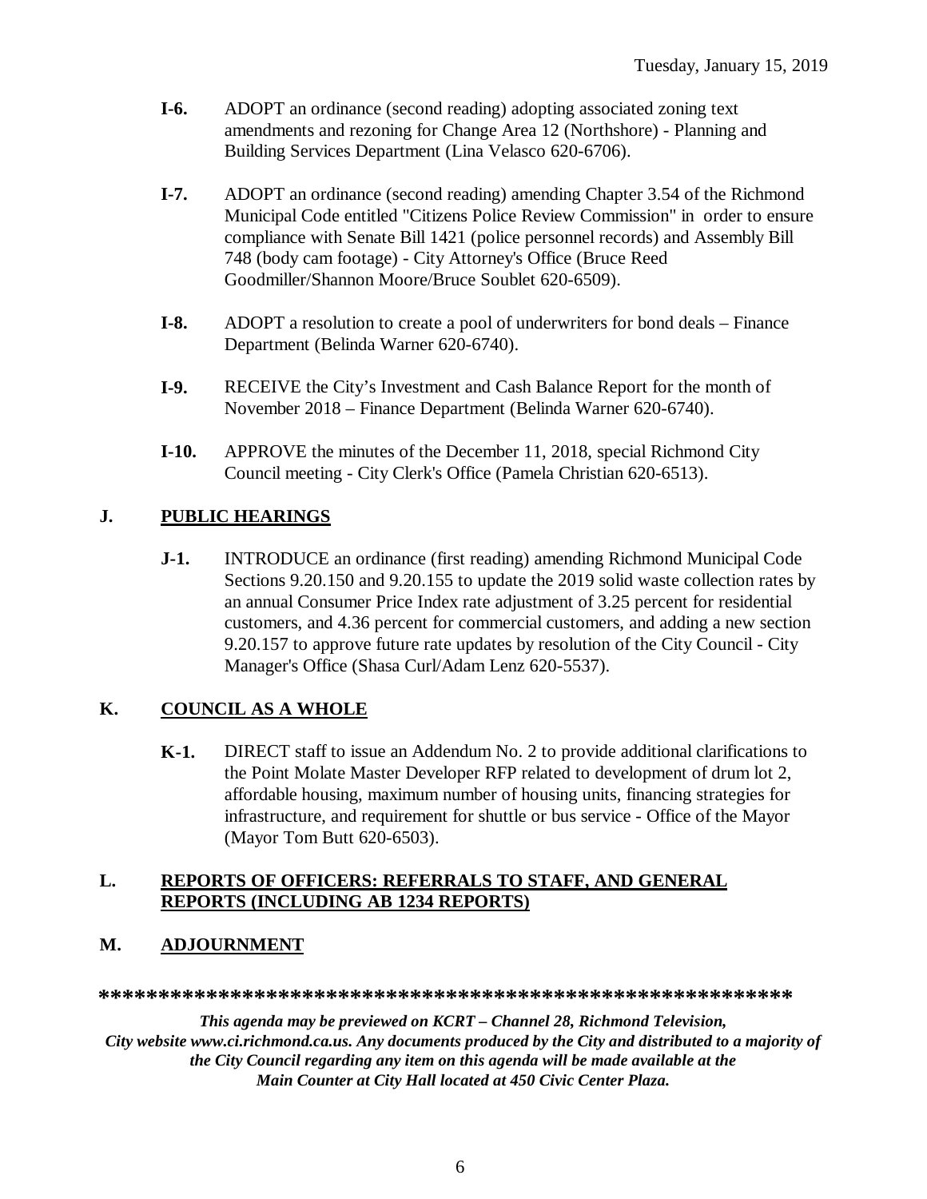**I-6.** ADOPT an ordinance (second reading) adopting associated zoning text amendments and rezoning for Change Area 12 (Northshore) - Planning and Building Services Department (Lina Velasco 620-6706).

**I-7.** ADOPT an ordinance (second reading) amending Chapter 3.54 of the Richmond Municipal Code entitled "Citizens Police Review Commission" in order to ensure compliance with Senate Bill 1421 (police personnel records) and Assembly Bill 748 (body cam footage) - City Attorney's Office (Bruce Reed Goodmiller/Shannon Moore/Bruce Soublet 620-6509).

**I-8.** ADOPT a resolution to create a pool of underwriters for bond deals – Finance Department (Belinda Warner 620-6740).

**I-9.** RECEIVE the City's Investment and Cash Balance Report for the month of November 2018 – Finance Department (Belinda Warner 620-6740).

**I-10.** APPROVE the minutes of the December 11, 2018, special Richmond City Council meeting - City Clerk's Office (Pamela Christian 620-6513).

## J. PUBLIC HEARINGS

**J-1.** INTRODUCE an ordinance (first reading) amending Richmond Municipal Code Sections 9.20.150 and 9.20.155 to update the 2019 solid waste collection rates by an annual Consumer Price Index rate adjustment of 3.25 percent for residential customers, and 4.36 percent for commercial customers, and adding a new section 9.20.157 to approve future rate updates by resolution of the City Council - City Manager's Office (Shasa Curl/Adam Lenz 620-5537).

## K. COUNCIL AS A WHOLE

**K-1.** DIRECT staff to issue an Addendum No. 2 to provide additional clarifications to the Point Molate Master Developer RFP related to development of drum lot 2, affordable housing, maximum number of housing units, financing strategies for infrastructure, and requirement for shuttle or bus service - Office of the Mayor (Mayor Tom Butt 620-6503).

## L. REPORTS OF OFFICERS: REFERRALS TO STAFF, AND GENERAL REPORTS (INCLUDING AB 1234 REPORTS)

## M. ADJOURNMENT

**************************************************************

***This agenda may be previewed on KCRT – Channel 28, Richmond Television, City website www.ci.richmond.ca.us. Any documents produced by the City and distributed to a majority of the City Council regarding any item on this agenda will be made available at the Main Counter at City Hall located at 450 Civic Center Plaza.***